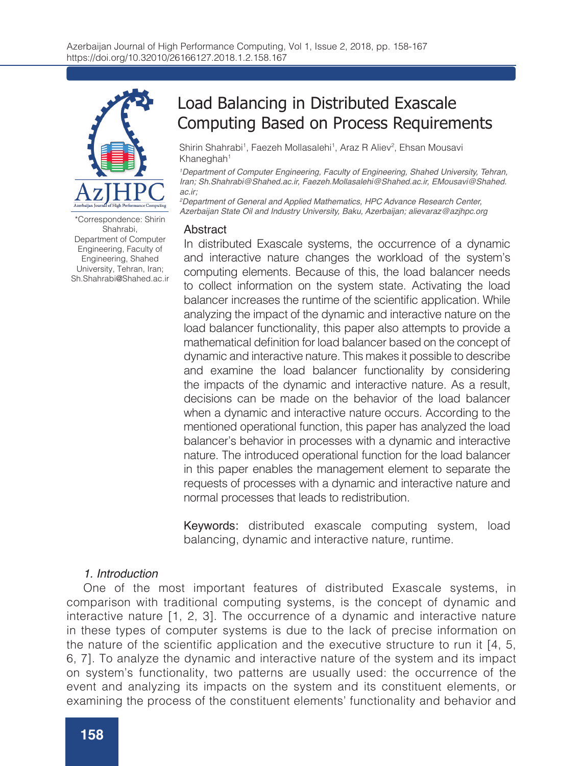# Load Balancing in Distributed Exascale Computing Based on Process Requirements

Shirin Shahrabi[1], Faezeh Mollasalehi[1], Araz R Aliev[2], Ehsan Mousavi Khaneghah[1]

[1]*Department of Computer Engineering, Faculty of Engineering, Shahed University, Tehran, Iran; Sh.Shahrabi@Shahed.ac.ir, Faezeh.Mollasalehi@Shahed.ac.ir, EMousavi@Shahed.ac.ir;*

[2]*Department of General and Applied Mathematics, HPC Advance Research Center, Azerbaijan State Oil and Industry University, Baku, Azerbaijan; alievaraz@azjhpc.org*

*Correspondence: Shirin Shahrabi, Department of Computer Engineering, Faculty of Engineering, Shahed University, Tehran, Iran; Sh.Shahrabi@Shahed.ac.ir

## Abstract

In distributed Exascale systems, the occurrence of a dynamic and interactive nature changes the workload of the system's computing elements. Because of this, the load balancer needs to collect information on the system state. Activating the load balancer increases the runtime of the scientific application. While analyzing the impact of the dynamic and interactive nature on the load balancer functionality, this paper also attempts to provide a mathematical definition for load balancer based on the concept of dynamic and interactive nature. This makes it possible to describe and examine the load balancer functionality by considering the impacts of the dynamic and interactive nature. As a result, decisions can be made on the behavior of the load balancer when a dynamic and interactive nature occurs. According to the mentioned operational function, this paper has analyzed the load balancer's behavior in processes with a dynamic and interactive nature. The introduced operational function for the load balancer in this paper enables the management element to separate the requests of processes with a dynamic and interactive nature and normal processes that leads to redistribution.

**Keywords:** distributed exascale computing system, load balancing, dynamic and interactive nature, runtime.

## *1. Introduction*

One of the most important features of distributed Exascale systems, in comparison with traditional computing systems, is the concept of dynamic and interactive nature [1, 2, 3]. The occurrence of a dynamic and interactive nature in these types of computer systems is due to the lack of precise information on the nature of the scientific application and the executive structure to run it [4, 5, 6, 7]. To analyze the dynamic and interactive nature of the system and its impact on system's functionality, two patterns are usually used: the occurrence of the event and analyzing its impacts on the system and its constituent elements, or examining the process of the constituent elements' functionality and behavior and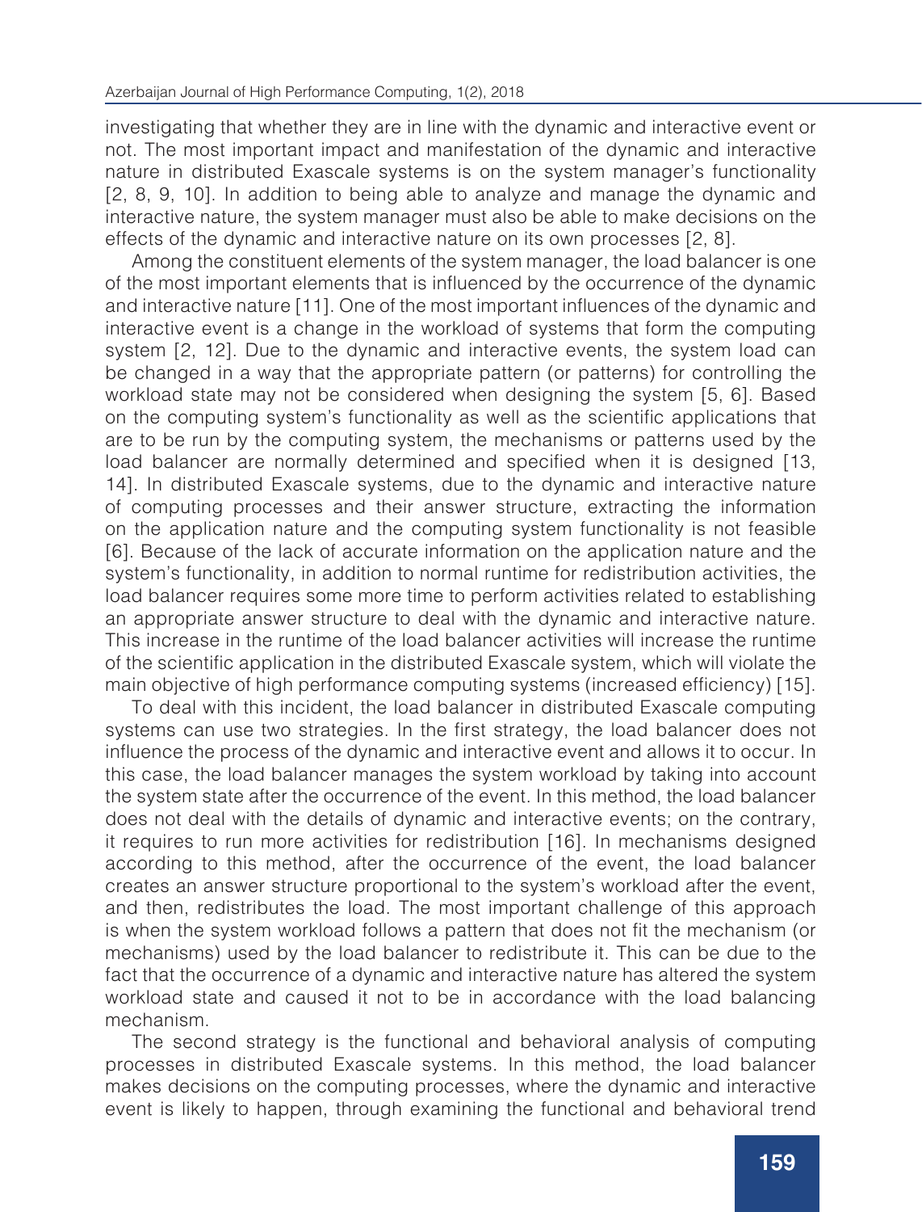investigating that whether they are in line with the dynamic and interactive event or not. The most important impact and manifestation of the dynamic and interactive nature in distributed Exascale systems is on the system manager's functionality [2, 8, 9, 10]. In addition to being able to analyze and manage the dynamic and interactive nature, the system manager must also be able to make decisions on the effects of the dynamic and interactive nature on its own processes [2, 8].

Among the constituent elements of the system manager, the load balancer is one of the most important elements that is influenced by the occurrence of the dynamic and interactive nature [11]. One of the most important influences of the dynamic and interactive event is a change in the workload of systems that form the computing system [2, 12]. Due to the dynamic and interactive events, the system load can be changed in a way that the appropriate pattern (or patterns) for controlling the workload state may not be considered when designing the system [5, 6]. Based on the computing system's functionality as well as the scientific applications that are to be run by the computing system, the mechanisms or patterns used by the load balancer are normally determined and specified when it is designed [13, 14]. In distributed Exascale systems, due to the dynamic and interactive nature of computing processes and their answer structure, extracting the information on the application nature and the computing system functionality is not feasible [6]. Because of the lack of accurate information on the application nature and the system's functionality, in addition to normal runtime for redistribution activities, the load balancer requires some more time to perform activities related to establishing an appropriate answer structure to deal with the dynamic and interactive nature. This increase in the runtime of the load balancer activities will increase the runtime of the scientific application in the distributed Exascale system, which will violate the main objective of high performance computing systems (increased efficiency) [15].

To deal with this incident, the load balancer in distributed Exascale computing systems can use two strategies. In the first strategy, the load balancer does not influence the process of the dynamic and interactive event and allows it to occur. In this case, the load balancer manages the system workload by taking into account the system state after the occurrence of the event. In this method, the load balancer does not deal with the details of dynamic and interactive events; on the contrary, it requires to run more activities for redistribution [16]. In mechanisms designed according to this method, after the occurrence of the event, the load balancer creates an answer structure proportional to the system's workload after the event, and then, redistributes the load. The most important challenge of this approach is when the system workload follows a pattern that does not fit the mechanism (or mechanisms) used by the load balancer to redistribute it. This can be due to the fact that the occurrence of a dynamic and interactive nature has altered the system workload state and caused it not to be in accordance with the load balancing mechanism.

The second strategy is the functional and behavioral analysis of computing processes in distributed Exascale systems. In this method, the load balancer makes decisions on the computing processes, where the dynamic and interactive event is likely to happen, through examining the functional and behavioral trend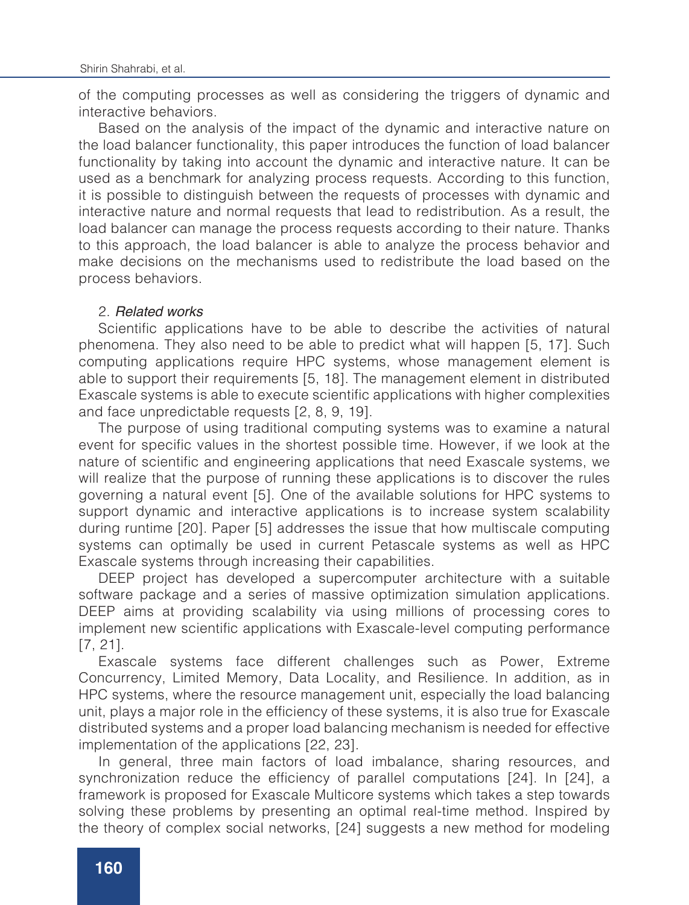of the computing processes as well as considering the triggers of dynamic and interactive behaviors.

Based on the analysis of the impact of the dynamic and interactive nature on the load balancer functionality, this paper introduces the function of load balancer functionality by taking into account the dynamic and interactive nature. It can be used as a benchmark for analyzing process requests. According to this function, it is possible to distinguish between the requests of processes with dynamic and interactive nature and normal requests that lead to redistribution. As a result, the load balancer can manage the process requests according to their nature. Thanks to this approach, the load balancer is able to analyze the process behavior and make decisions on the mechanisms used to redistribute the load based on the process behaviors.

## 2. *Related works*

Scientific applications have to be able to describe the activities of natural phenomena. They also need to be able to predict what will happen [5, 17]. Such computing applications require HPC systems, whose management element is able to support their requirements [5, 18]. The management element in distributed Exascale systems is able to execute scientific applications with higher complexities and face unpredictable requests [2, 8, 9, 19].

The purpose of using traditional computing systems was to examine a natural event for specific values in the shortest possible time. However, if we look at the nature of scientific and engineering applications that need Exascale systems, we will realize that the purpose of running these applications is to discover the rules governing a natural event [5]. One of the available solutions for HPC systems to support dynamic and interactive applications is to increase system scalability during runtime [20]. Paper [5] addresses the issue that how multiscale computing systems can optimally be used in current Petascale systems as well as HPC Exascale systems through increasing their capabilities.

DEEP project has developed a supercomputer architecture with a suitable software package and a series of massive optimization simulation applications. DEEP aims at providing scalability via using millions of processing cores to implement new scientific applications with Exascale-level computing performance [7, 21].

Exascale systems face different challenges such as Power, Extreme Concurrency, Limited Memory, Data Locality, and Resilience. In addition, as in HPC systems, where the resource management unit, especially the load balancing unit, plays a major role in the efficiency of these systems, it is also true for Exascale distributed systems and a proper load balancing mechanism is needed for effective implementation of the applications [22, 23].

In general, three main factors of load imbalance, sharing resources, and synchronization reduce the efficiency of parallel computations [24]. In [24], a framework is proposed for Exascale Multicore systems which takes a step towards solving these problems by presenting an optimal real-time method. Inspired by the theory of complex social networks, [24] suggests a new method for modeling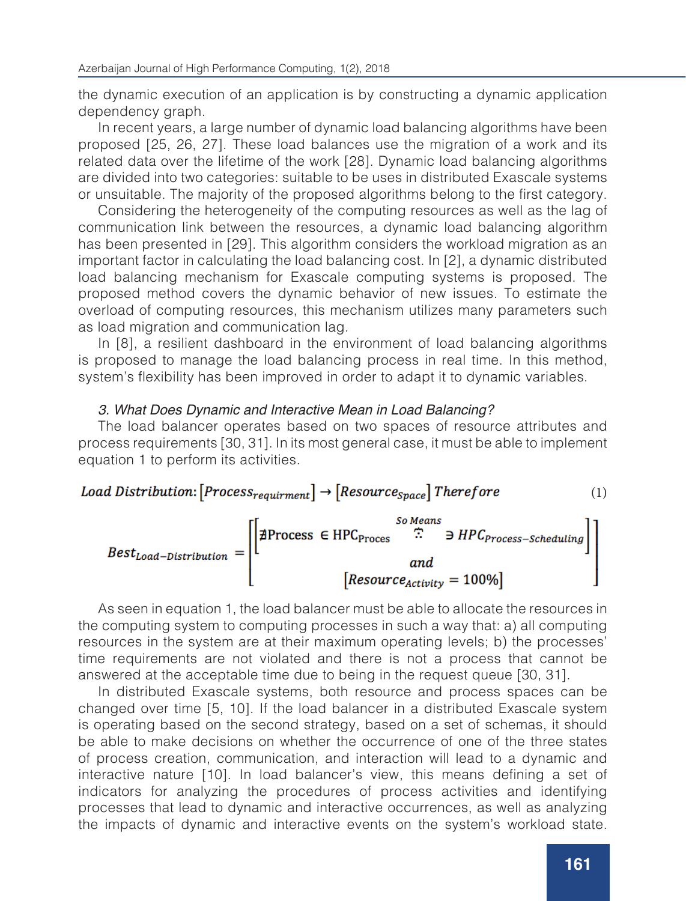the dynamic execution of an application is by constructing a dynamic application dependency graph.

In recent years, a large number of dynamic load balancing algorithms have been proposed [25, 26, 27]. These load balances use the migration of a work and its related data over the lifetime of the work [28]. Dynamic load balancing algorithms are divided into two categories: suitable to be uses in distributed Exascale systems or unsuitable. The majority of the proposed algorithms belong to the first category.

Considering the heterogeneity of the computing resources as well as the lag of communication link between the resources, a dynamic load balancing algorithm has been presented in [29]. This algorithm considers the workload migration as an important factor in calculating the load balancing cost. In [2], a dynamic distributed load balancing mechanism for Exascale computing systems is proposed. The proposed method covers the dynamic behavior of new issues. To estimate the overload of computing resources, this mechanism utilizes many parameters such as load migration and communication lag.

In [8], a resilient dashboard in the environment of load balancing algorithms is proposed to manage the load balancing process in real time. In this method, system's flexibility has been improved in order to adapt it to dynamic variables.

### *3. What Does Dynamic and Interactive Mean in Load Balancing?*

The load balancer operates based on two spaces of resource attributes and process requirements [30, 31]. In its most general case, it must be able to implement equation 1 to perform its activities.

$$Load\ Distribution{:}\ \left[Process_{requirment}\right] \rightarrow \left[Resource_{Space}\right]\ Therefore \tag{1}$$

$$Best_{Load-Distribution} = \left[\begin{matrix} \left[\nexists \text{Process} \in \text{HPC}_{\text{Proces}} \overset{So\ Means}{\because} \exists\ HPC_{Process-Scheduling}\right] \\ and \\ \left[Resource_{Activity} = 100\%\right] \end{matrix}\right]$$

As seen in equation 1, the load balancer must be able to allocate the resources in the computing system to computing processes in such a way that: a) all computing resources in the system are at their maximum operating levels; b) the processes' time requirements are not violated and there is not a process that cannot be answered at the acceptable time due to being in the request queue [30, 31].

In distributed Exascale systems, both resource and process spaces can be changed over time [5, 10]. If the load balancer in a distributed Exascale system is operating based on the second strategy, based on a set of schemas, it should be able to make decisions on whether the occurrence of one of the three states of process creation, communication, and interaction will lead to a dynamic and interactive nature [10]. In load balancer's view, this means defining a set of indicators for analyzing the procedures of process activities and identifying processes that lead to dynamic and interactive occurrences, as well as analyzing the impacts of dynamic and interactive events on the system's workload state.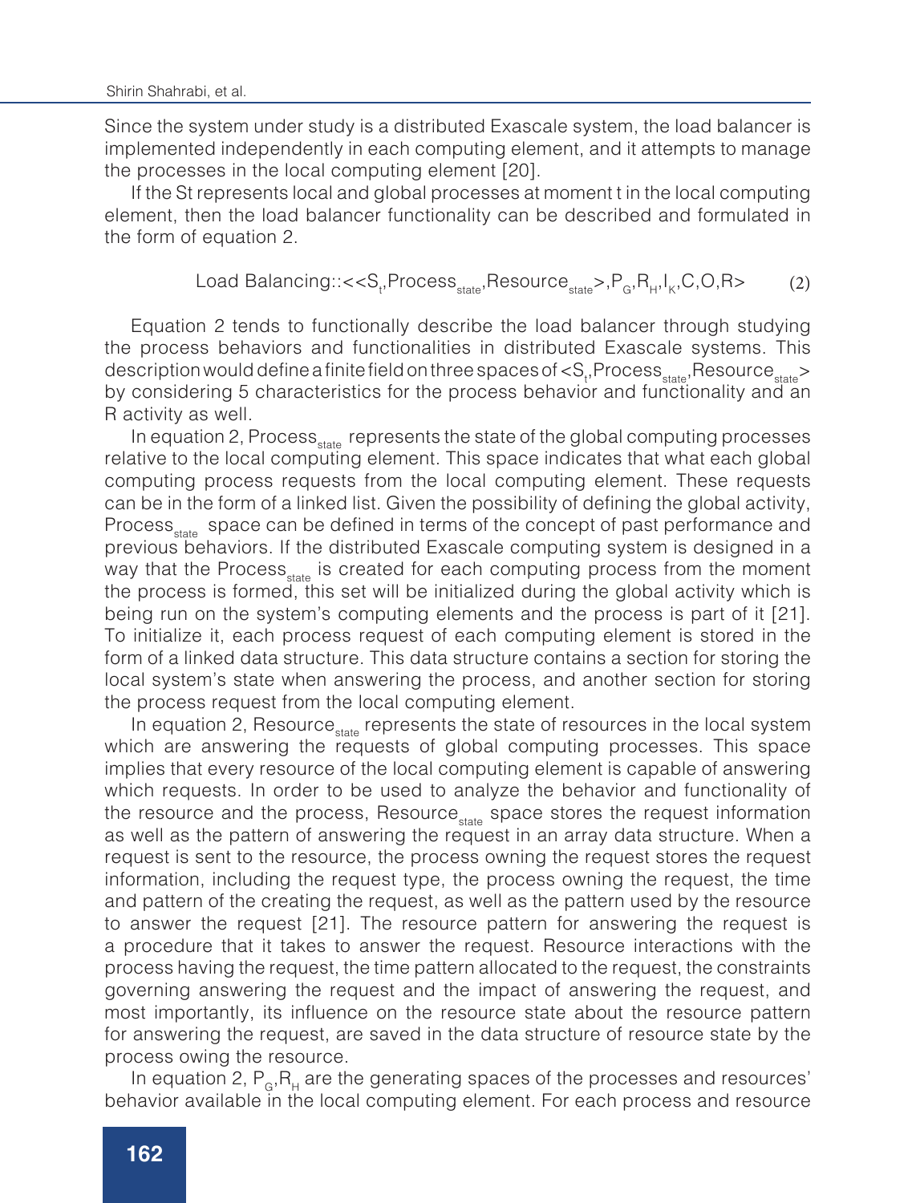Since the system under study is a distributed Exascale system, the load balancer is implemented independently in each computing element, and it attempts to manage the processes in the local computing element [20].

If the St represents local and global processes at moment t in the local computing element, then the load balancer functionality can be described and formulated in the form of equation 2.

$$\text{Load Balancing}::<<S_t,\text{Process}_{state},\text{Resource}_{state}>,P_G,R_H,I_K,C,O,R> \quad (2)$$

Equation 2 tends to functionally describe the load balancer through studying the process behaviors and functionalities in distributed Exascale systems. This description would define a finite field on three spaces of $<S_t,\text{Process}_{state},\text{Resource}_{state}>$ by considering 5 characteristics for the process behavior and functionality and an R activity as well.

In equation 2, $\text{Process}_{state}$ represents the state of the global computing processes relative to the local computing element. This space indicates that what each global computing process requests from the local computing element. These requests can be in the form of a linked list. Given the possibility of defining the global activity, $\text{Process}_{state}$ space can be defined in terms of the concept of past performance and previous behaviors. If the distributed Exascale computing system is designed in a way that the $\text{Process}_{state}$ is created for each computing process from the moment the process is formed, this set will be initialized during the global activity which is being run on the system's computing elements and the process is part of it [21]. To initialize it, each process request of each computing element is stored in the form of a linked data structure. This data structure contains a section for storing the local system's state when answering the process, and another section for storing the process request from the local computing element.

In equation 2, $\text{Resource}_{state}$ represents the state of resources in the local system which are answering the requests of global computing processes. This space implies that every resource of the local computing element is capable of answering which requests. In order to be used to analyze the behavior and functionality of the resource and the process, $\text{Resource}_{state}$ space stores the request information as well as the pattern of answering the request in an array data structure. When a request is sent to the resource, the process owning the request stores the request information, including the request type, the process owning the request, the time and pattern of the creating the request, as well as the pattern used by the resource to answer the request [21]. The resource pattern for answering the request is a procedure that it takes to answer the request. Resource interactions with the process having the request, the time pattern allocated to the request, the constraints governing answering the request and the impact of answering the request, and most importantly, its influence on the resource state about the resource pattern for answering the request, are saved in the data structure of resource state by the process owing the resource.

In equation 2, $P_G,R_H$ are the generating spaces of the processes and resources' behavior available in the local computing element. For each process and resource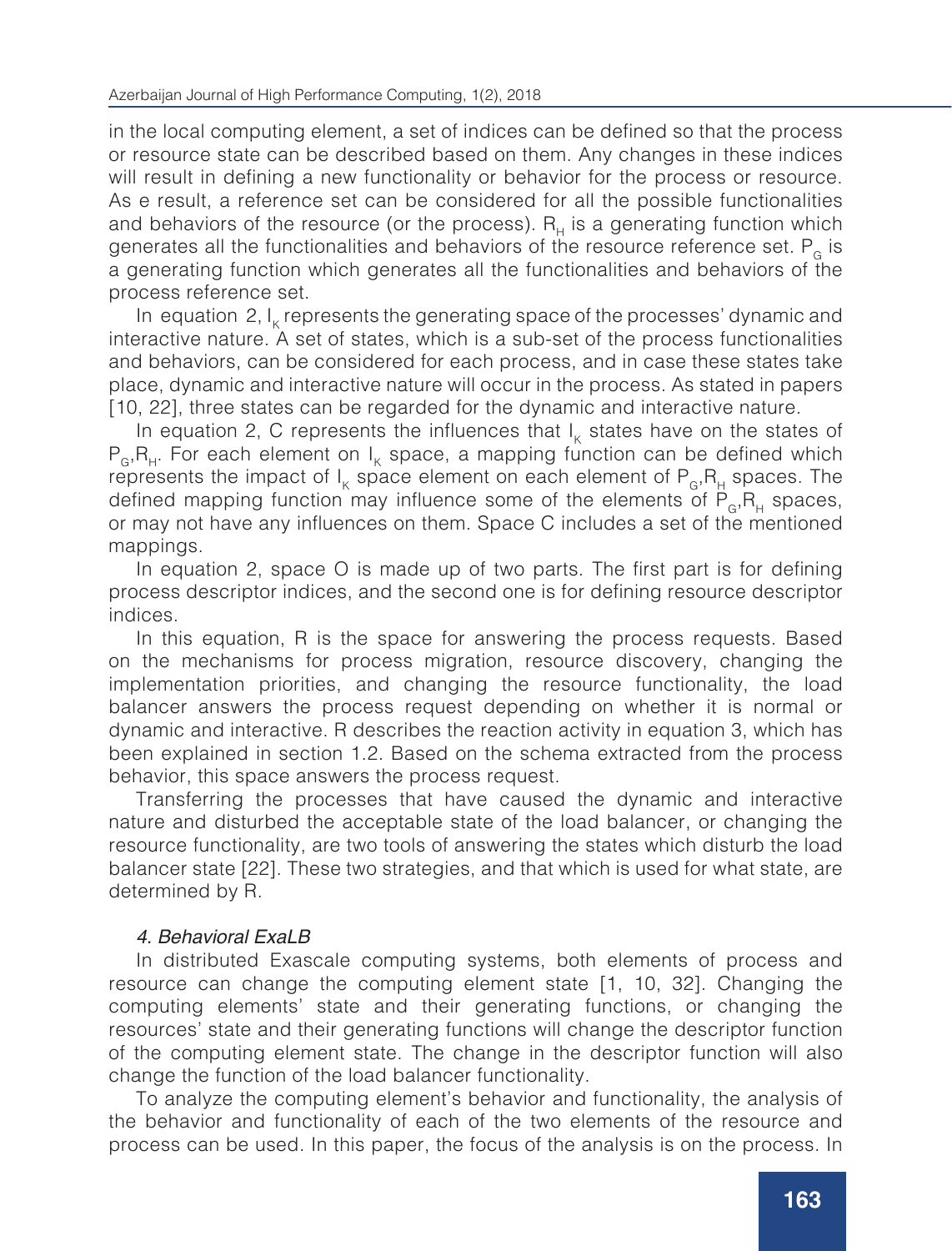in the local computing element, a set of indices can be defined so that the process or resource state can be described based on them. Any changes in these indices will result in defining a new functionality or behavior for the process or resource. As e result, a reference set can be considered for all the possible functionalities and behaviors of the resource (or the process). $R_H$ is a generating function which generates all the functionalities and behaviors of the resource reference set. $P_G$ is a generating function which generates all the functionalities and behaviors of the process reference set.

In equation 2, $I_K$ represents the generating space of the processes' dynamic and interactive nature. A set of states, which is a sub-set of the process functionalities and behaviors, can be considered for each process, and in case these states take place, dynamic and interactive nature will occur in the process. As stated in papers [10, 22], three states can be regarded for the dynamic and interactive nature.

In equation 2, C represents the influences that $I_K$ states have on the states of $P_G$,$R_H$. For each element on $I_K$ space, a mapping function can be defined which represents the impact of $I_K$ space element on each element of $P_G$,$R_H$ spaces. The defined mapping function may influence some of the elements of $P_G$,$R_H$ spaces, or may not have any influences on them. Space C includes a set of the mentioned mappings.

In equation 2, space O is made up of two parts. The first part is for defining process descriptor indices, and the second one is for defining resource descriptor indices.

In this equation, R is the space for answering the process requests. Based on the mechanisms for process migration, resource discovery, changing the implementation priorities, and changing the resource functionality, the load balancer answers the process request depending on whether it is normal or dynamic and interactive. R describes the reaction activity in equation 3, which has been explained in section 1.2. Based on the schema extracted from the process behavior, this space answers the process request.

Transferring the processes that have caused the dynamic and interactive nature and disturbed the acceptable state of the load balancer, or changing the resource functionality, are two tools of answering the states which disturb the load balancer state [22]. These two strategies, and that which is used for what state, are determined by R.

### *4. Behavioral ExaLB*

In distributed Exascale computing systems, both elements of process and resource can change the computing element state [1, 10, 32]. Changing the computing elements' state and their generating functions, or changing the resources' state and their generating functions will change the descriptor function of the computing element state. The change in the descriptor function will also change the function of the load balancer functionality.

To analyze the computing element's behavior and functionality, the analysis of the behavior and functionality of each of the two elements of the resource and process can be used. In this paper, the focus of the analysis is on the process. In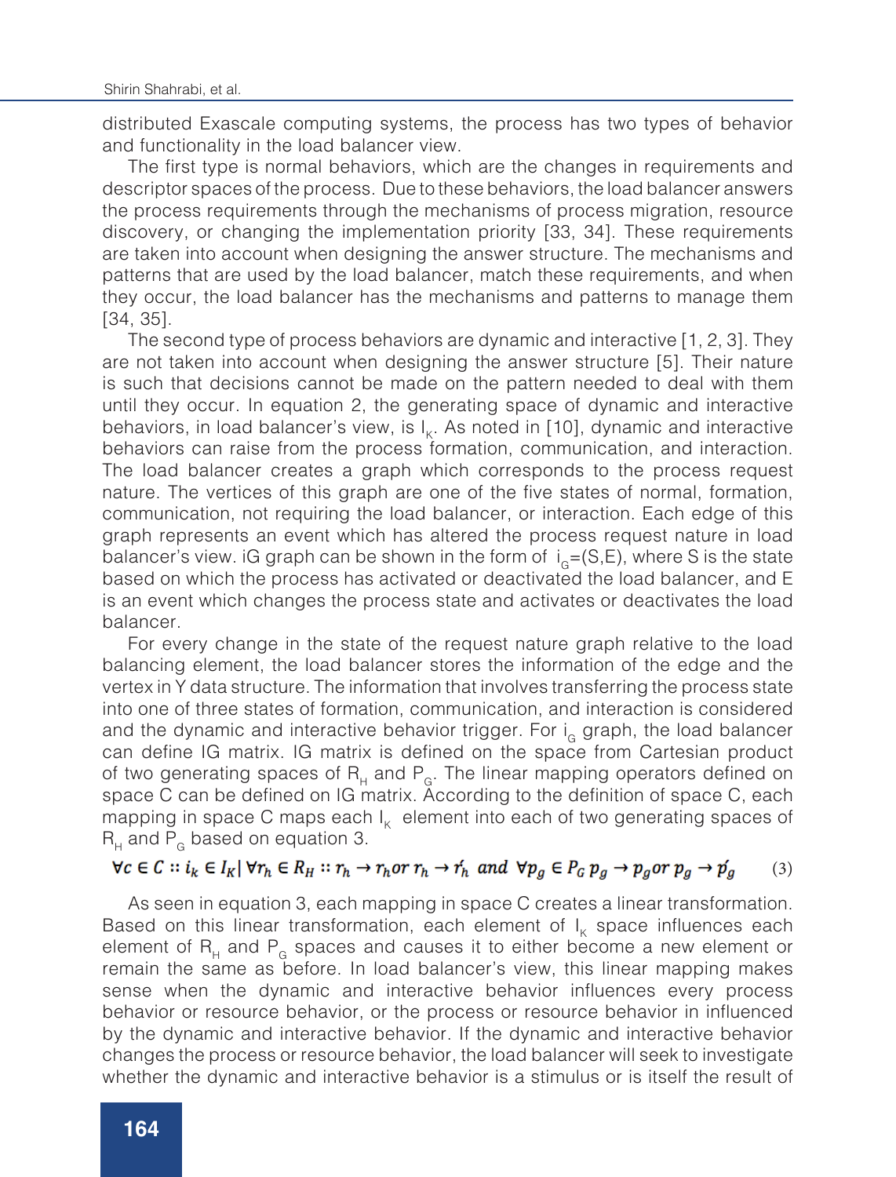distributed Exascale computing systems, the process has two types of behavior and functionality in the load balancer view.

The first type is normal behaviors, which are the changes in requirements and descriptor spaces of the process. Due to these behaviors, the load balancer answers the process requirements through the mechanisms of process migration, resource discovery, or changing the implementation priority [33, 34]. These requirements are taken into account when designing the answer structure. The mechanisms and patterns that are used by the load balancer, match these requirements, and when they occur, the load balancer has the mechanisms and patterns to manage them [34, 35].

The second type of process behaviors are dynamic and interactive [1, 2, 3]. They are not taken into account when designing the answer structure [5]. Their nature is such that decisions cannot be made on the pattern needed to deal with them until they occur. In equation 2, the generating space of dynamic and interactive behaviors, in load balancer's view, is $I_K$. As noted in [10], dynamic and interactive behaviors can raise from the process formation, communication, and interaction. The load balancer creates a graph which corresponds to the process request nature. The vertices of this graph are one of the five states of normal, formation, communication, not requiring the load balancer, or interaction. Each edge of this graph represents an event which has altered the process request nature in load balancer's view. iG graph can be shown in the form of $i_G$=(S,E), where S is the state based on which the process has activated or deactivated the load balancer, and E is an event which changes the process state and activates or deactivates the load balancer.

For every change in the state of the request nature graph relative to the load balancing element, the load balancer stores the information of the edge and the vertex in Y data structure. The information that involves transferring the process state into one of three states of formation, communication, and interaction is considered and the dynamic and interactive behavior trigger. For $i_G$ graph, the load balancer can define IG matrix. IG matrix is defined on the space from Cartesian product of two generating spaces of $R_H$ and $P_G$. The linear mapping operators defined on space C can be defined on IG matrix. According to the definition of space C, each mapping in space C maps each $I_K$ element into each of two generating spaces of $R_H$ and $P_G$ based on equation 3.

$$\forall c \in C :: i_k \in I_K \,|\, \forall r_h \in R_H :: r_h \to r_h \text{ or } r_h \to \acute{r}_h \text{ and } \forall p_g \in P_G \, p_g \to p_g \text{ or } p_g \to \acute{p}_g \tag{3}$$

As seen in equation 3, each mapping in space C creates a linear transformation. Based on this linear transformation, each element of $I_K$ space influences each element of $R_H$ and $P_G$ spaces and causes it to either become a new element or remain the same as before. In load balancer's view, this linear mapping makes sense when the dynamic and interactive behavior influences every process behavior or resource behavior, or the process or resource behavior in influenced by the dynamic and interactive behavior. If the dynamic and interactive behavior changes the process or resource behavior, the load balancer will seek to investigate whether the dynamic and interactive behavior is a stimulus or is itself the result of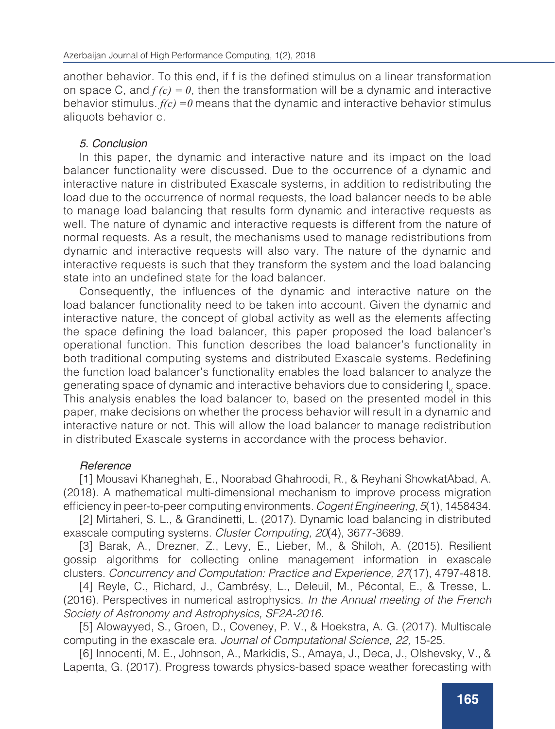another behavior. To this end, if f is the defined stimulus on a linear transformation on space C, and $f(c) = 0$, then the transformation will be a dynamic and interactive behavior stimulus. $f(c) = 0$ means that the dynamic and interactive behavior stimulus aliquots behavior c.

### *5. Conclusion*

In this paper, the dynamic and interactive nature and its impact on the load balancer functionality were discussed. Due to the occurrence of a dynamic and interactive nature in distributed Exascale systems, in addition to redistributing the load due to the occurrence of normal requests, the load balancer needs to be able to manage load balancing that results form dynamic and interactive requests as well. The nature of dynamic and interactive requests is different from the nature of normal requests. As a result, the mechanisms used to manage redistributions from dynamic and interactive requests will also vary. The nature of the dynamic and interactive requests is such that they transform the system and the load balancing state into an undefined state for the load balancer.

Consequently, the influences of the dynamic and interactive nature on the load balancer functionality need to be taken into account. Given the dynamic and interactive nature, the concept of global activity as well as the elements affecting the space defining the load balancer, this paper proposed the load balancer's operational function. This function describes the load balancer's functionality in both traditional computing systems and distributed Exascale systems. Redefining the function load balancer's functionality enables the load balancer to analyze the generating space of dynamic and interactive behaviors due to considering $I_K$ space. This analysis enables the load balancer to, based on the presented model in this paper, make decisions on whether the process behavior will result in a dynamic and interactive nature or not. This will allow the load balancer to manage redistribution in distributed Exascale systems in accordance with the process behavior.

### *Reference*

[1] Mousavi Khaneghah, E., Noorabad Ghahroodi, R., & Reyhani ShowkatAbad, A. (2018). A mathematical multi-dimensional mechanism to improve process migration efficiency in peer-to-peer computing environments. *Cogent Engineering, 5*(1), 1458434.

[2] Mirtaheri, S. L., & Grandinetti, L. (2017). Dynamic load balancing in distributed exascale computing systems. *Cluster Computing, 20*(4), 3677-3689.

[3] Barak, A., Drezner, Z., Levy, E., Lieber, M., & Shiloh, A. (2015). Resilient gossip algorithms for collecting online management information in exascale clusters. *Concurrency and Computation: Practice and Experience, 27*(17), 4797-4818.

[4] Reyle, C., Richard, J., Cambrésy, L., Deleuil, M., Pécontal, E., & Tresse, L. (2016). Perspectives in numerical astrophysics. *In the Annual meeting of the French Society of Astronomy and Astrophysics, SF2A-2016*.

[5] Alowayyed, S., Groen, D., Coveney, P. V., & Hoekstra, A. G. (2017). Multiscale computing in the exascale era. *Journal of Computational Science, 22,* 15-25.

[6] Innocenti, M. E., Johnson, A., Markidis, S., Amaya, J., Deca, J., Olshevsky, V., & Lapenta, G. (2017). Progress towards physics-based space weather forecasting with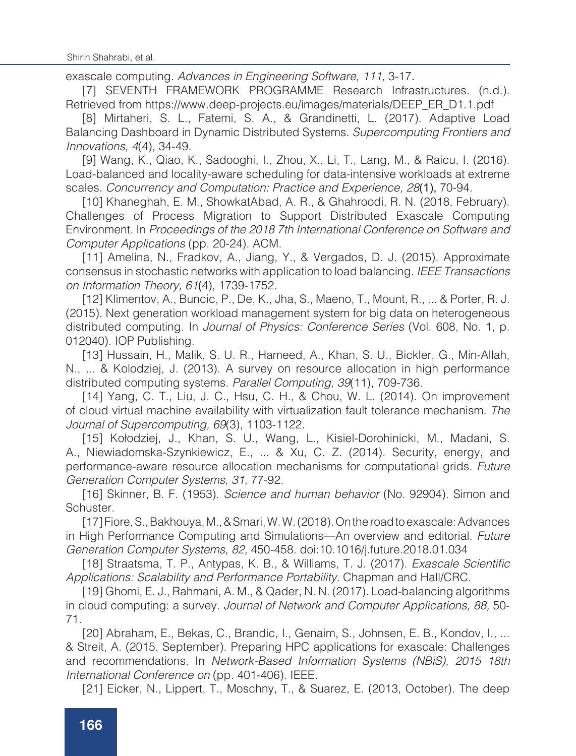exascale computing. *Advances in Engineering Software, 111,* 3-17.

[7] SEVENTH FRAMEWORK PROGRAMME Research Infrastructures. (n.d.). Retrieved from https://www.deep-projects.eu/images/materials/DEEP_ER_D1.1.pdf

[8] Mirtaheri, S. L., Fatemi, S. A., & Grandinetti, L. (2017). Adaptive Load Balancing Dashboard in Dynamic Distributed Systems. *Supercomputing Frontiers and Innovations, 4*(4), 34-49.

[9] Wang, K., Qiao, K., Sadooghi, I., Zhou, X., Li, T., Lang, M., & Raicu, I. (2016). Load-balanced and locality-aware scheduling for data-intensive workloads at extreme scales. *Concurrency and Computation: Practice and Experience, 28*(1), 70-94.

[10] Khaneghah, E. M., ShowkatAbad, A. R., & Ghahroodi, R. N. (2018, February). Challenges of Process Migration to Support Distributed Exascale Computing Environment. In *Proceedings of the 2018 7th International Conference on Software and Computer Applications* (pp. 20-24). ACM.

[11] Amelina, N., Fradkov, A., Jiang, Y., & Vergados, D. J. (2015). Approximate consensus in stochastic networks with application to load balancing. *IEEE Transactions on Information Theory, 61*(4), 1739-1752.

[12] Klimentov, A., Buncic, P., De, K., Jha, S., Maeno, T., Mount, R., ... & Porter, R. J. (2015). Next generation workload management system for big data on heterogeneous distributed computing. In *Journal of Physics: Conference Series* (Vol. 608, No. 1, p. 012040). IOP Publishing.

[13] Hussain, H., Malik, S. U. R., Hameed, A., Khan, S. U., Bickler, G., Min-Allah, N., ... & Kolodziej, J. (2013). A survey on resource allocation in high performance distributed computing systems. *Parallel Computing, 39*(11), 709-736.

[14] Yang, C. T., Liu, J. C., Hsu, C. H., & Chou, W. L. (2014). On improvement of cloud virtual machine availability with virtualization fault tolerance mechanism. *The Journal of Supercomputing, 69*(3), 1103-1122.

[15] Kołodziej, J., Khan, S. U., Wang, L., Kisiel-Dorohinicki, M., Madani, S. A., Niewiadomska-Szynkiewicz, E., ... & Xu, C. Z. (2014). Security, energy, and performance-aware resource allocation mechanisms for computational grids. *Future Generation Computer Systems, 31,* 77-92.

[16] Skinner, B. F. (1953). *Science and human behavior* (No. 92904). Simon and Schuster.

[17] Fiore, S., Bakhouya, M., & Smari, W. W. (2018). On the road to exascale: Advances in High Performance Computing and Simulations—An overview and editorial. *Future Generation Computer Systems, 82,* 450-458. doi:10.1016/j.future.2018.01.034

[18] Straatsma, T. P., Antypas, K. B., & Williams, T. J. (2017). *Exascale Scientific Applications: Scalability and Performance Portability.* Chapman and Hall/CRC.

[19] Ghomi, E. J., Rahmani, A. M., & Qader, N. N. (2017). Load-balancing algorithms in cloud computing: a survey. *Journal of Network and Computer Applications, 88,* 50-71.

[20] Abraham, E., Bekas, C., Brandic, I., Genaim, S., Johnsen, E. B., Kondov, I., ... & Streit, A. (2015, September). Preparing HPC applications for exascale: Challenges and recommendations. In *Network-Based Information Systems (NBiS), 2015 18th International Conference on* (pp. 401-406). IEEE.

[21] Eicker, N., Lippert, T., Moschny, T., & Suarez, E. (2013, October). The deep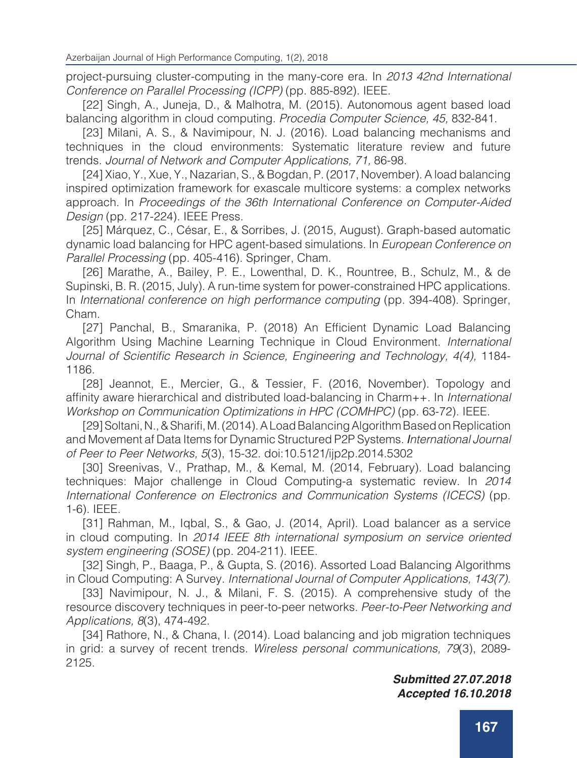project-pursuing cluster-computing in the many-core era. In *2013 42nd International Conference on Parallel Processing (ICPP)* (pp. 885-892). IEEE.

[22] Singh, A., Juneja, D., & Malhotra, M. (2015). Autonomous agent based load balancing algorithm in cloud computing. *Procedia Computer Science, 45,* 832-841.

[23] Milani, A. S., & Navimipour, N. J. (2016). Load balancing mechanisms and techniques in the cloud environments: Systematic literature review and future trends. *Journal of Network and Computer Applications, 71,* 86-98.

[24] Xiao, Y., Xue, Y., Nazarian, S., & Bogdan, P. (2017, November). A load balancing inspired optimization framework for exascale multicore systems: a complex networks approach. In *Proceedings of the 36th International Conference on Computer-Aided Design* (pp. 217-224). IEEE Press.

[25] Márquez, C., César, E., & Sorribes, J. (2015, August). Graph-based automatic dynamic load balancing for HPC agent-based simulations. In *European Conference on Parallel Processing* (pp. 405-416). Springer, Cham.

[26] Marathe, A., Bailey, P. E., Lowenthal, D. K., Rountree, B., Schulz, M., & de Supinski, B. R. (2015, July). A run-time system for power-constrained HPC applications. In *International conference on high performance computing* (pp. 394-408). Springer, Cham.

[27] Panchal, B., Smaranika, P. (2018) An Efficient Dynamic Load Balancing Algorithm Using Machine Learning Technique in Cloud Environment. *International Journal of Scientific Research in Science, Engineering and Technology, 4(4),* 1184-1186.

[28] Jeannot, E., Mercier, G., & Tessier, F. (2016, November). Topology and affinity aware hierarchical and distributed load-balancing in Charm++. In *International Workshop on Communication Optimizations in HPC (COMHPC)* (pp. 63-72). IEEE.

[29] Soltani, N., & Sharifi, M. (2014). A Load Balancing Algorithm Based on Replication and Movement af Data Items for Dynamic Structured P2P Systems. *International Journal of Peer to Peer Networks, 5*(3), 15-32. doi:10.5121/ijp2p.2014.5302

[30] Sreenivas, V., Prathap, M., & Kemal, M. (2014, February). Load balancing techniques: Major challenge in Cloud Computing-a systematic review. In *2014 International Conference on Electronics and Communication Systems (ICECS)* (pp. 1-6). IEEE.

[31] Rahman, M., Iqbal, S., & Gao, J. (2014, April). Load balancer as a service in cloud computing. In *2014 IEEE 8th international symposium on service oriented system engineering (SOSE)* (pp. 204-211). IEEE.

[32] Singh, P., Baaga, P., & Gupta, S. (2016). Assorted Load Balancing Algorithms in Cloud Computing: A Survey. *International Journal of Computer Applications, 143(7).*

[33] Navimipour, N. J., & Milani, F. S. (2015). A comprehensive study of the resource discovery techniques in peer-to-peer networks. *Peer-to-Peer Networking and Applications, 8*(3), 474-492.

[34] Rathore, N., & Chana, I. (2014). Load balancing and job migration techniques in grid: a survey of recent trends. *Wireless personal communications, 79*(3), 2089-2125.

***Submitted 27.07.2018***
***Accepted 16.10.2018***